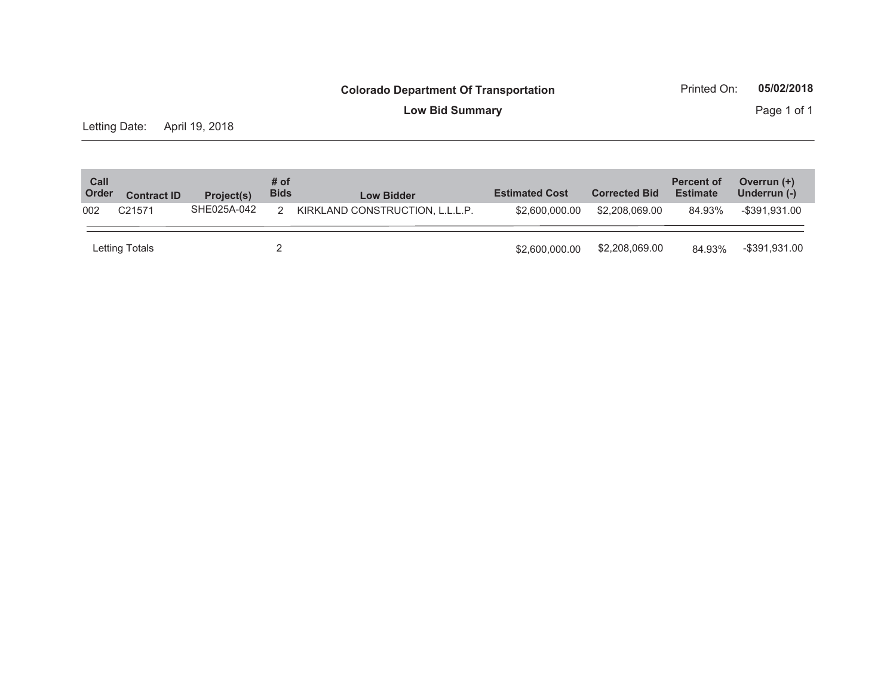# Colorado Department Of Transportation

## Low Bid Summary

Printed On: **05/02/2018**

Letting Date: April 19, 2018

| Call Order | Contract ID | Project(s) | # of Bids | Low Bidder | Estimated Cost | Corrected Bid | Percent of Estimate | Overrun (+) Underrun (-) |
|---|---|---|---|---|---|---|---|---|
| 002 | C21571 | SHE025A-042 | 2 | KIRKLAND CONSTRUCTION, L.L.L.P. | $2,600,000.00 | $2,208,069.00 | 84.93% | -$391,931.00 |
| Letting Totals | | | 2 | | $2,600,000.00 | $2,208,069.00 | 84.93% | -$391,931.00 |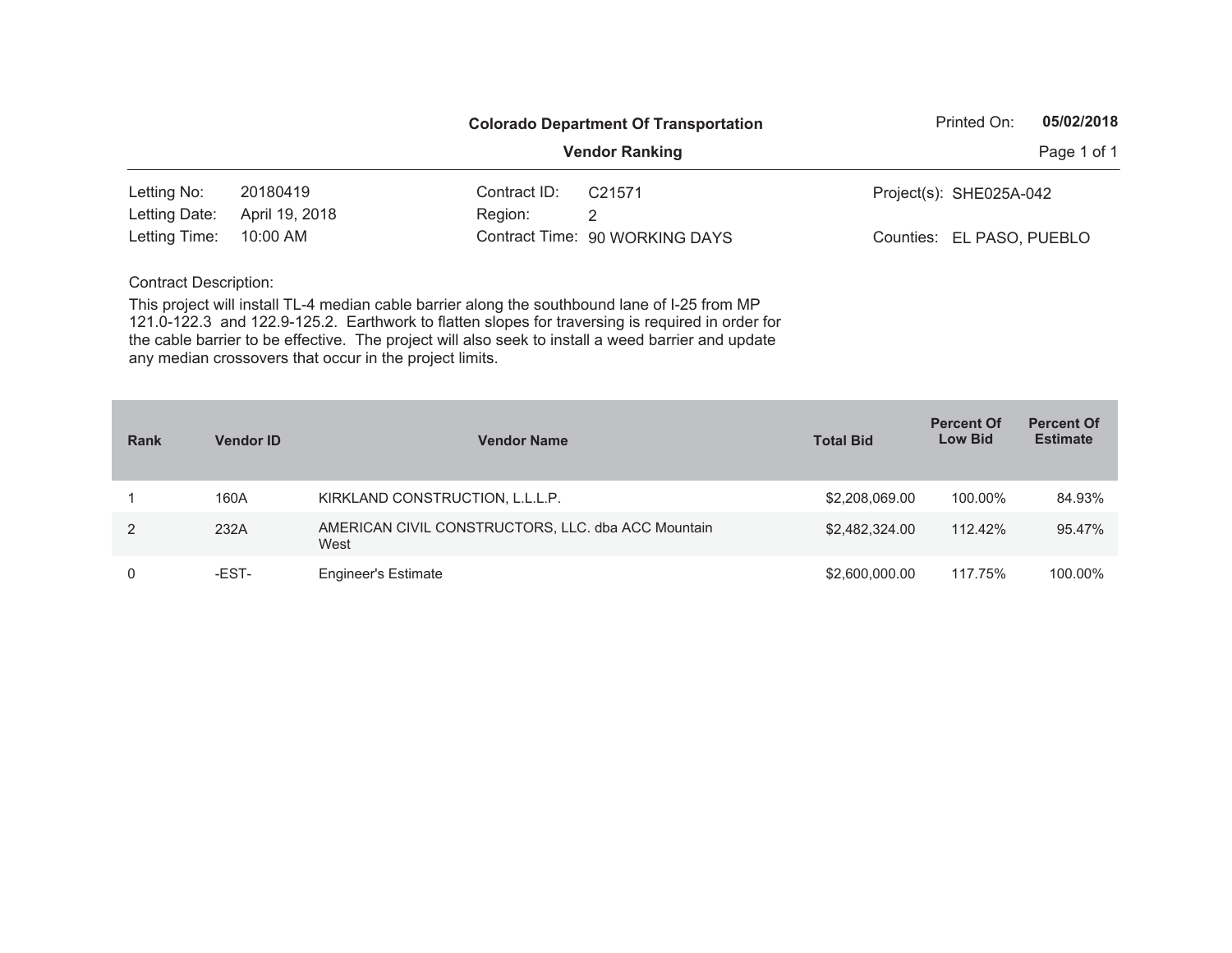**Colorado Department Of Transportation**

**Vendor Ranking**

Printed On: **05/02/2018**

| | | | | | |
|---|---|---|---|---|---|
| Letting No: | 20180419 | Contract ID: | C21571 | Project(s): | SHE025A-042 |
| Letting Date: | April 19, 2018 | Region: | 2 | | |
| Letting Time: | 10:00 AM | Contract Time: | 90 WORKING DAYS | Counties: | EL PASO, PUEBLO |

Contract Description:

This project will install TL-4 median cable barrier along the southbound lane of I-25 from MP 121.0-122.3 and 122.9-125.2. Earthwork to flatten slopes for traversing is required in order for the cable barrier to be effective. The project will also seek to install a weed barrier and update any median crossovers that occur in the project limits.

| Rank | Vendor ID | Vendor Name | Total Bid | Percent Of Low Bid | Percent Of Estimate |
|---|---|---|---|---|---|
| 1 | 160A | KIRKLAND CONSTRUCTION, L.L.L.P. | $2,208,069.00 | 100.00% | 84.93% |
| 2 | 232A | AMERICAN CIVIL CONSTRUCTORS, LLC. dba ACC Mountain West | $2,482,324.00 | 112.42% | 95.47% |
| 0 | -EST- | Engineer's Estimate | $2,600,000.00 | 117.75% | 100.00% |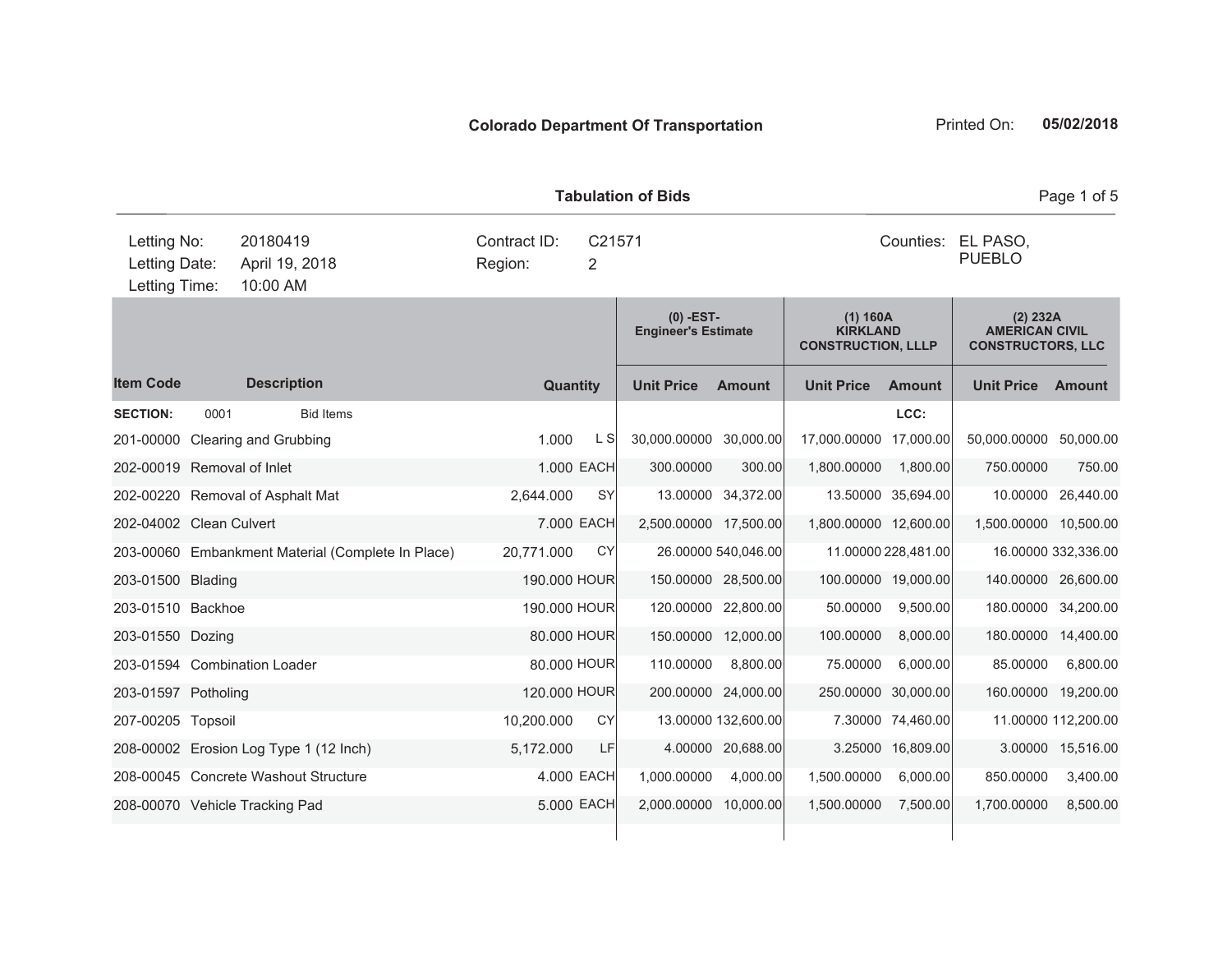**Colorado Department Of Transportation**

Printed On: **05/02/2018**

**Tabulation of Bids**

| | | | | |
|---|---|---|---|---|
| Letting No: | 20180419 | Contract ID: | C21571 | Counties: EL PASO, PUEBLO |
| Letting Date: | April 19, 2018 | Region: | 2 | |
| Letting Time: | 10:00 AM | | | |

| Item Code | Description | Quantity | | (0) -EST- Engineer's Estimate | | (1) 160A KIRKLAND CONSTRUCTION, LLLP | | (2) 232A AMERICAN CIVIL CONSTRUCTORS, LLC | |
|---|---|---|---|---|---|---|---|---|---|
| | | | | Unit Price | Amount | Unit Price | Amount | Unit Price | Amount |
| **SECTION:** 0001 | Bid Items | | | | | | LCC: | | |
| 201-00000 | Clearing and Grubbing | 1.000 | L S | 30,000.00000 | 30,000.00 | 17,000.00000 | 17,000.00 | 50,000.00000 | 50,000.00 |
| 202-00019 | Removal of Inlet | 1.000 | EACH | 300.00000 | 300.00 | 1,800.00000 | 1,800.00 | 750.00000 | 750.00 |
| 202-00220 | Removal of Asphalt Mat | 2,644.000 | SY | 13.00000 | 34,372.00 | 13.50000 | 35,694.00 | 10.00000 | 26,440.00 |
| 202-04002 | Clean Culvert | 7.000 | EACH | 2,500.00000 | 17,500.00 | 1,800.00000 | 12,600.00 | 1,500.00000 | 10,500.00 |
| 203-00060 | Embankment Material (Complete In Place) | 20,771.000 | CY | 26.00000 | 540,046.00 | 11.00000 | 228,481.00 | 16.00000 | 332,336.00 |
| 203-01500 | Blading | 190.000 | HOUR | 150.00000 | 28,500.00 | 100.00000 | 19,000.00 | 140.00000 | 26,600.00 |
| 203-01510 | Backhoe | 190.000 | HOUR | 120.00000 | 22,800.00 | 50.00000 | 9,500.00 | 180.00000 | 34,200.00 |
| 203-01550 | Dozing | 80.000 | HOUR | 150.00000 | 12,000.00 | 100.00000 | 8,000.00 | 180.00000 | 14,400.00 |
| 203-01594 | Combination Loader | 80.000 | HOUR | 110.00000 | 8,800.00 | 75.00000 | 6,000.00 | 85.00000 | 6,800.00 |
| 203-01597 | Potholing | 120.000 | HOUR | 200.00000 | 24,000.00 | 250.00000 | 30,000.00 | 160.00000 | 19,200.00 |
| 207-00205 | Topsoil | 10,200.000 | CY | 13.00000 | 132,600.00 | 7.30000 | 74,460.00 | 11.00000 | 112,200.00 |
| 208-00002 | Erosion Log Type 1 (12 Inch) | 5,172.000 | LF | 4.00000 | 20,688.00 | 3.25000 | 16,809.00 | 3.00000 | 15,516.00 |
| 208-00045 | Concrete Washout Structure | 4.000 | EACH | 1,000.00000 | 4,000.00 | 1,500.00000 | 6,000.00 | 850.00000 | 3,400.00 |
| 208-00070 | Vehicle Tracking Pad | 5.000 | EACH | 2,000.00000 | 10,000.00 | 1,500.00000 | 7,500.00 | 1,700.00000 | 8,500.00 |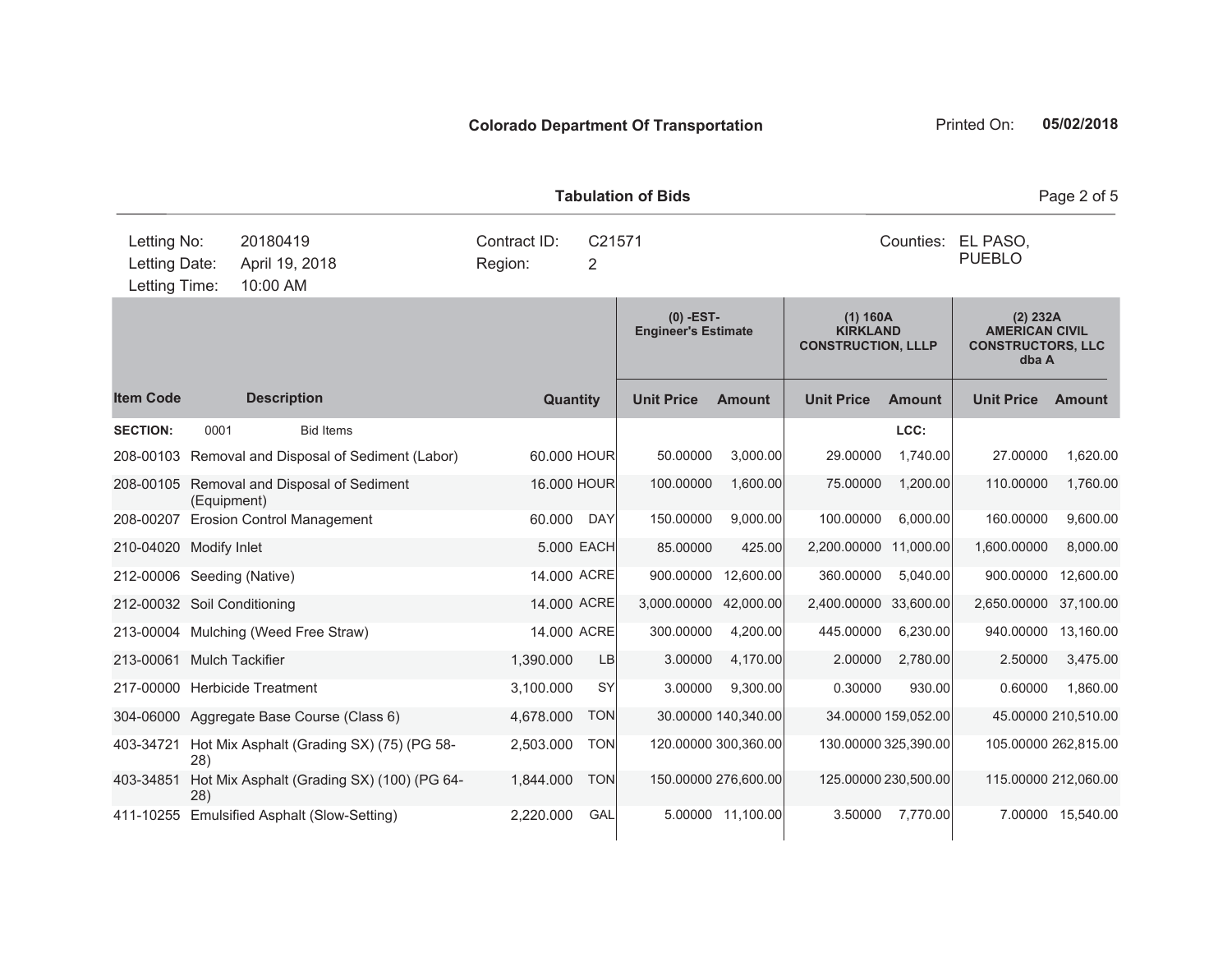**Colorado Department Of Transportation** Printed On: **05/02/2018**

**Tabulation of Bids**

| | | | | |
|---|---|---|---|---|
| Letting No: | 20180419 | Contract ID: | C21571 | Counties: EL PASO, PUEBLO |
| Letting Date: | April 19, 2018 | Region: | 2 | |
| Letting Time: | 10:00 AM | | | |

| | | | | (0) -EST- Engineer's Estimate | | (1) 160A KIRKLAND CONSTRUCTION, LLLP | | (2) 232A AMERICAN CIVIL CONSTRUCTORS, LLC dba A | |
|---|---|---|---|---|---|---|---|---|---|
| **Item Code** | **Description** | **Quantity** | | **Unit Price** | **Amount** | **Unit Price** | **Amount** | **Unit Price** | **Amount** |
| **SECTION:** | 0001 Bid Items | | | | | | LCC: | | |
| 208-00103 | Removal and Disposal of Sediment (Labor) | 60.000 | HOUR | 50.00000 | 3,000.00 | 29.00000 | 1,740.00 | 27.00000 | 1,620.00 |
| 208-00105 | Removal and Disposal of Sediment (Equipment) | 16.000 | HOUR | 100.00000 | 1,600.00 | 75.00000 | 1,200.00 | 110.00000 | 1,760.00 |
| 208-00207 | Erosion Control Management | 60.000 | DAY | 150.00000 | 9,000.00 | 100.00000 | 6,000.00 | 160.00000 | 9,600.00 |
| 210-04020 | Modify Inlet | 5.000 | EACH | 85.00000 | 425.00 | 2,200.00000 | 11,000.00 | 1,600.00000 | 8,000.00 |
| 212-00006 | Seeding (Native) | 14.000 | ACRE | 900.00000 | 12,600.00 | 360.00000 | 5,040.00 | 900.00000 | 12,600.00 |
| 212-00032 | Soil Conditioning | 14.000 | ACRE | 3,000.00000 | 42,000.00 | 2,400.00000 | 33,600.00 | 2,650.00000 | 37,100.00 |
| 213-00004 | Mulching (Weed Free Straw) | 14.000 | ACRE | 300.00000 | 4,200.00 | 445.00000 | 6,230.00 | 940.00000 | 13,160.00 |
| 213-00061 | Mulch Tackifier | 1,390.000 | LB | 3.00000 | 4,170.00 | 2.00000 | 2,780.00 | 2.50000 | 3,475.00 |
| 217-00000 | Herbicide Treatment | 3,100.000 | SY | 3.00000 | 9,300.00 | 0.30000 | 930.00 | 0.60000 | 1,860.00 |
| 304-06000 | Aggregate Base Course (Class 6) | 4,678.000 | TON | 30.00000 | 140,340.00 | 34.00000 | 159,052.00 | 45.00000 | 210,510.00 |
| 403-34721 | Hot Mix Asphalt (Grading SX) (75) (PG 58-28) | 2,503.000 | TON | 120.00000 | 300,360.00 | 130.00000 | 325,390.00 | 105.00000 | 262,815.00 |
| 403-34851 | Hot Mix Asphalt (Grading SX) (100) (PG 64-28) | 1,844.000 | TON | 150.00000 | 276,600.00 | 125.00000 | 230,500.00 | 115.00000 | 212,060.00 |
| 411-10255 | Emulsified Asphalt (Slow-Setting) | 2,220.000 | GAL | 5.00000 | 11,100.00 | 3.50000 | 7,770.00 | 7.00000 | 15,540.00 |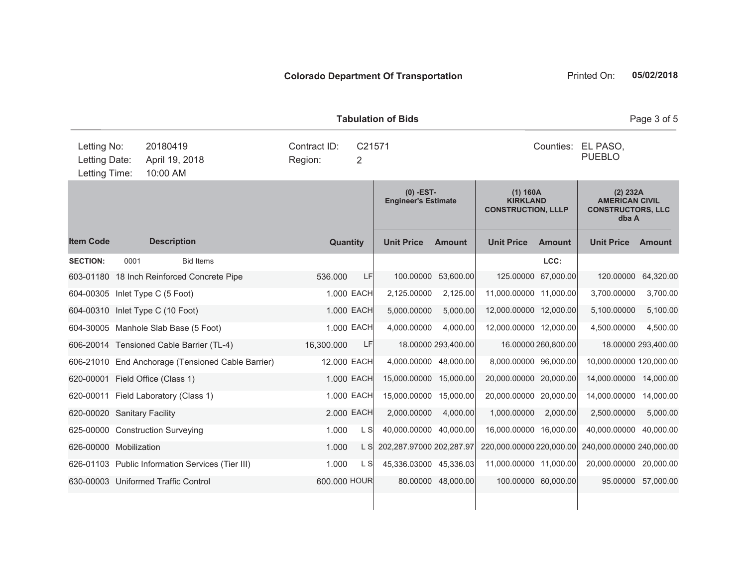**Colorado Department Of Transportation**

Printed On: **05/02/2018**

**Tabulation of Bids**

| | | | | |
|---|---|---|---|---|
| Letting No: | 20180419 | Contract ID: | C21571 | Counties: EL PASO, PUEBLO |
| Letting Date: | April 19, 2018 | Region: | 2 | |
| Letting Time: | 10:00 AM | | | |

| | | | | (0) -EST- Engineer's Estimate | | (1) 160A KIRKLAND CONSTRUCTION, LLLP | | (2) 232A AMERICAN CIVIL CONSTRUCTORS, LLC dba A | |
|---|---|---|---|---|---|---|---|---|---|
| **Item Code** | **Description** | **Quantity** | | **Unit Price** | **Amount** | **Unit Price** | **Amount** | **Unit Price** | **Amount** |
| **SECTION:** | 0001 Bid Items | | | | | | LCC: | | |
| 603-01180 | 18 Inch Reinforced Concrete Pipe | 536.000 | LF | 100.00000 | 53,600.00 | 125.00000 | 67,000.00 | 120.00000 | 64,320.00 |
| 604-00305 | Inlet Type C (5 Foot) | 1.000 | EACH | 2,125.00000 | 2,125.00 | 11,000.00000 | 11,000.00 | 3,700.00000 | 3,700.00 |
| 604-00310 | Inlet Type C (10 Foot) | 1.000 | EACH | 5,000.00000 | 5,000.00 | 12,000.00000 | 12,000.00 | 5,100.00000 | 5,100.00 |
| 604-30005 | Manhole Slab Base (5 Foot) | 1.000 | EACH | 4,000.00000 | 4,000.00 | 12,000.00000 | 12,000.00 | 4,500.00000 | 4,500.00 |
| 606-20014 | Tensioned Cable Barrier (TL-4) | 16,300.000 | LF | 18.00000 | 293,400.00 | 16.00000 | 260,800.00 | 18.00000 | 293,400.00 |
| 606-21010 | End Anchorage (Tensioned Cable Barrier) | 12.000 | EACH | 4,000.00000 | 48,000.00 | 8,000.00000 | 96,000.00 | 10,000.00000 | 120,000.00 |
| 620-00001 | Field Office (Class 1) | 1.000 | EACH | 15,000.00000 | 15,000.00 | 20,000.00000 | 20,000.00 | 14,000.00000 | 14,000.00 |
| 620-00011 | Field Laboratory (Class 1) | 1.000 | EACH | 15,000.00000 | 15,000.00 | 20,000.00000 | 20,000.00 | 14,000.00000 | 14,000.00 |
| 620-00020 | Sanitary Facility | 2.000 | EACH | 2,000.00000 | 4,000.00 | 1,000.00000 | 2,000.00 | 2,500.00000 | 5,000.00 |
| 625-00000 | Construction Surveying | 1.000 | L S | 40,000.00000 | 40,000.00 | 16,000.00000 | 16,000.00 | 40,000.00000 | 40,000.00 |
| 626-00000 | Mobilization | 1.000 | L S | 202,287.97000 | 202,287.97 | 220,000.00000 | 220,000.00 | 240,000.00000 | 240,000.00 |
| 626-01103 | Public Information Services (Tier III) | 1.000 | L S | 45,336.03000 | 45,336.03 | 11,000.00000 | 11,000.00 | 20,000.00000 | 20,000.00 |
| 630-00003 | Uniformed Traffic Control | 600.000 | HOUR | 80.00000 | 48,000.00 | 100.00000 | 60,000.00 | 95.00000 | 57,000.00 |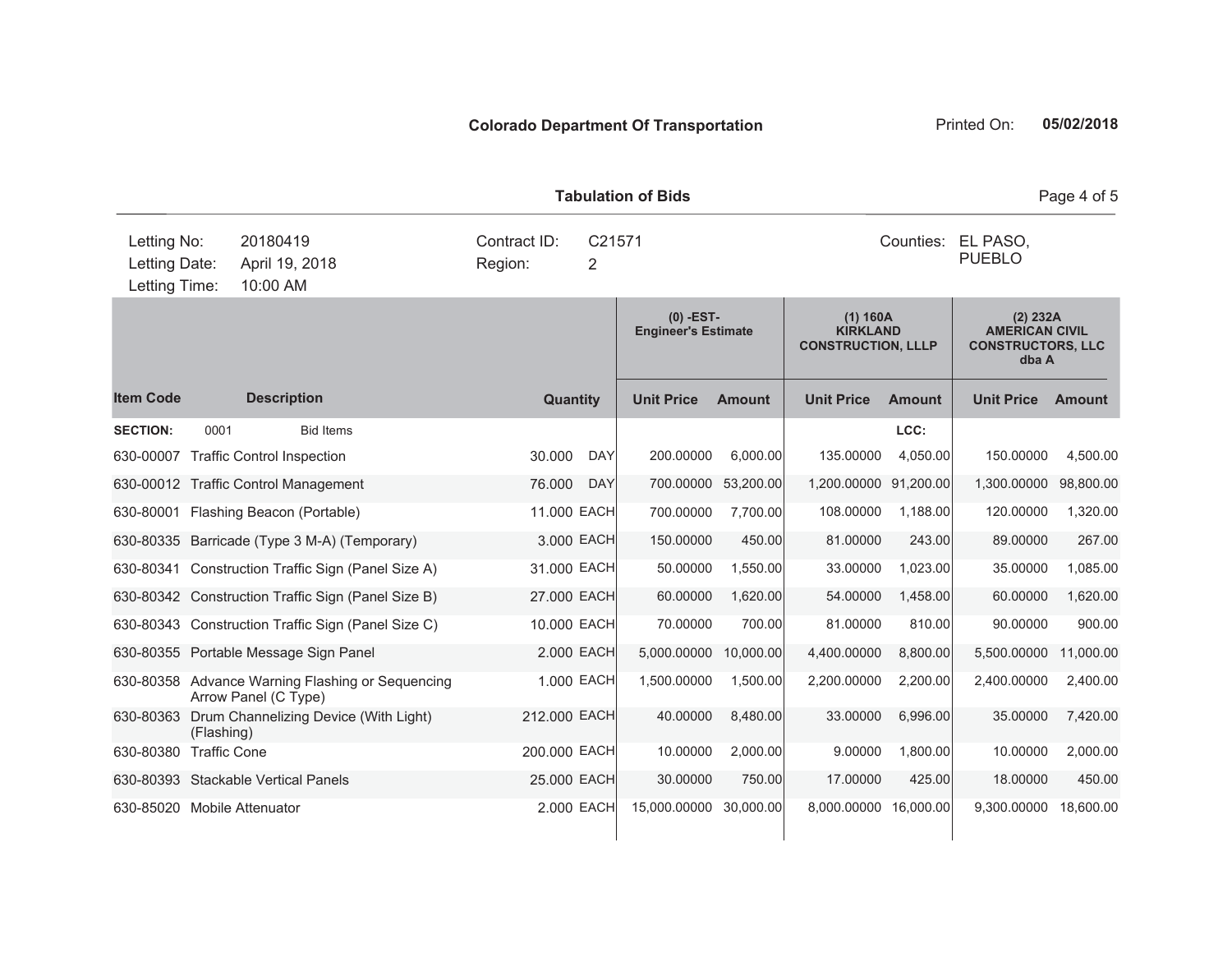**Colorado Department Of Transportation**

Printed On: **05/02/2018**

**Tabulation of Bids**

| | | | |
|---|---|---|---|
| Letting No: | 20180419 | Contract ID: | C21571 |
| Letting Date: | April 19, 2018 | Region: | 2 |
| Letting Time: | 10:00 AM | | |

Counties: EL PASO, PUEBLO

| | | | | (0) -EST- Engineer's Estimate | | (1) 160A KIRKLAND CONSTRUCTION, LLLP | | (2) 232A AMERICAN CIVIL CONSTRUCTORS, LLC dba A | |
|---|---|---|---|---|---|---|---|---|---|
| **Item Code** | **Description** | **Quantity** | | **Unit Price** | **Amount** | **Unit Price** | **Amount** | **Unit Price** | **Amount** |
| **SECTION:** | 0001 Bid Items | | | | | | LCC: | | |
| 630-00007 | Traffic Control Inspection | 30.000 | DAY | 200.00000 | 6,000.00 | 135.00000 | 4,050.00 | 150.00000 | 4,500.00 |
| 630-00012 | Traffic Control Management | 76.000 | DAY | 700.00000 | 53,200.00 | 1,200.00000 | 91,200.00 | 1,300.00000 | 98,800.00 |
| 630-80001 | Flashing Beacon (Portable) | 11.000 | EACH | 700.00000 | 7,700.00 | 108.00000 | 1,188.00 | 120.00000 | 1,320.00 |
| 630-80335 | Barricade (Type 3 M-A) (Temporary) | 3.000 | EACH | 150.00000 | 450.00 | 81.00000 | 243.00 | 89.00000 | 267.00 |
| 630-80341 | Construction Traffic Sign (Panel Size A) | 31.000 | EACH | 50.00000 | 1,550.00 | 33.00000 | 1,023.00 | 35.00000 | 1,085.00 |
| 630-80342 | Construction Traffic Sign (Panel Size B) | 27.000 | EACH | 60.00000 | 1,620.00 | 54.00000 | 1,458.00 | 60.00000 | 1,620.00 |
| 630-80343 | Construction Traffic Sign (Panel Size C) | 10.000 | EACH | 70.00000 | 700.00 | 81.00000 | 810.00 | 90.00000 | 900.00 |
| 630-80355 | Portable Message Sign Panel | 2.000 | EACH | 5,000.00000 | 10,000.00 | 4,400.00000 | 8,800.00 | 5,500.00000 | 11,000.00 |
| 630-80358 | Advance Warning Flashing or Sequencing Arrow Panel (C Type) | 1.000 | EACH | 1,500.00000 | 1,500.00 | 2,200.00000 | 2,200.00 | 2,400.00000 | 2,400.00 |
| 630-80363 | Drum Channelizing Device (With Light) (Flashing) | 212.000 | EACH | 40.00000 | 8,480.00 | 33.00000 | 6,996.00 | 35.00000 | 7,420.00 |
| 630-80380 | Traffic Cone | 200.000 | EACH | 10.00000 | 2,000.00 | 9.00000 | 1,800.00 | 10.00000 | 2,000.00 |
| 630-80393 | Stackable Vertical Panels | 25.000 | EACH | 30.00000 | 750.00 | 17.00000 | 425.00 | 18.00000 | 450.00 |
| 630-85020 | Mobile Attenuator | 2.000 | EACH | 15,000.00000 | 30,000.00 | 8,000.00000 | 16,000.00 | 9,300.00000 | 18,600.00 |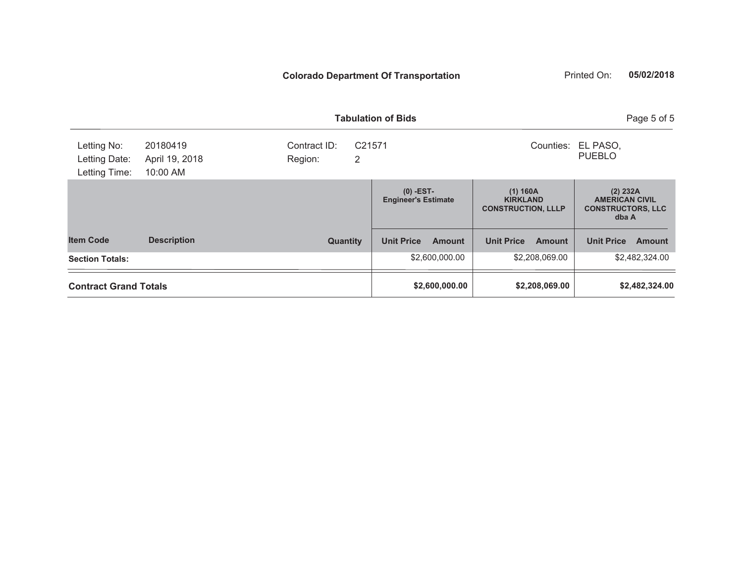**Colorado Department Of Transportation**

Printed On: **05/02/2018**

**Tabulation of Bids**

| Letting No: | 20180419 | Contract ID: | C21571 | Counties: | EL PASO, PUEBLO |
|---|---|---|---|---|---|
| Letting Date: | April 19, 2018 | Region: | 2 | | |
| Letting Time: | 10:00 AM | | | | |

| | | | (0) -EST- Engineer's Estimate | | (1) 160A KIRKLAND CONSTRUCTION, LLLP | | (2) 232A AMERICAN CIVIL CONSTRUCTORS, LLC dba A | |
|---|---|---|---|---|---|---|---|---|
| **Item Code** | **Description** | **Quantity** | **Unit Price** | **Amount** | **Unit Price** | **Amount** | **Unit Price** | **Amount** |
| **Section Totals:** | | | | $2,600,000.00 | | $2,208,069.00 | | $2,482,324.00 |
| **Contract Grand Totals** | | | | **$2,600,000.00** | | **$2,208,069.00** | | **$2,482,324.00** |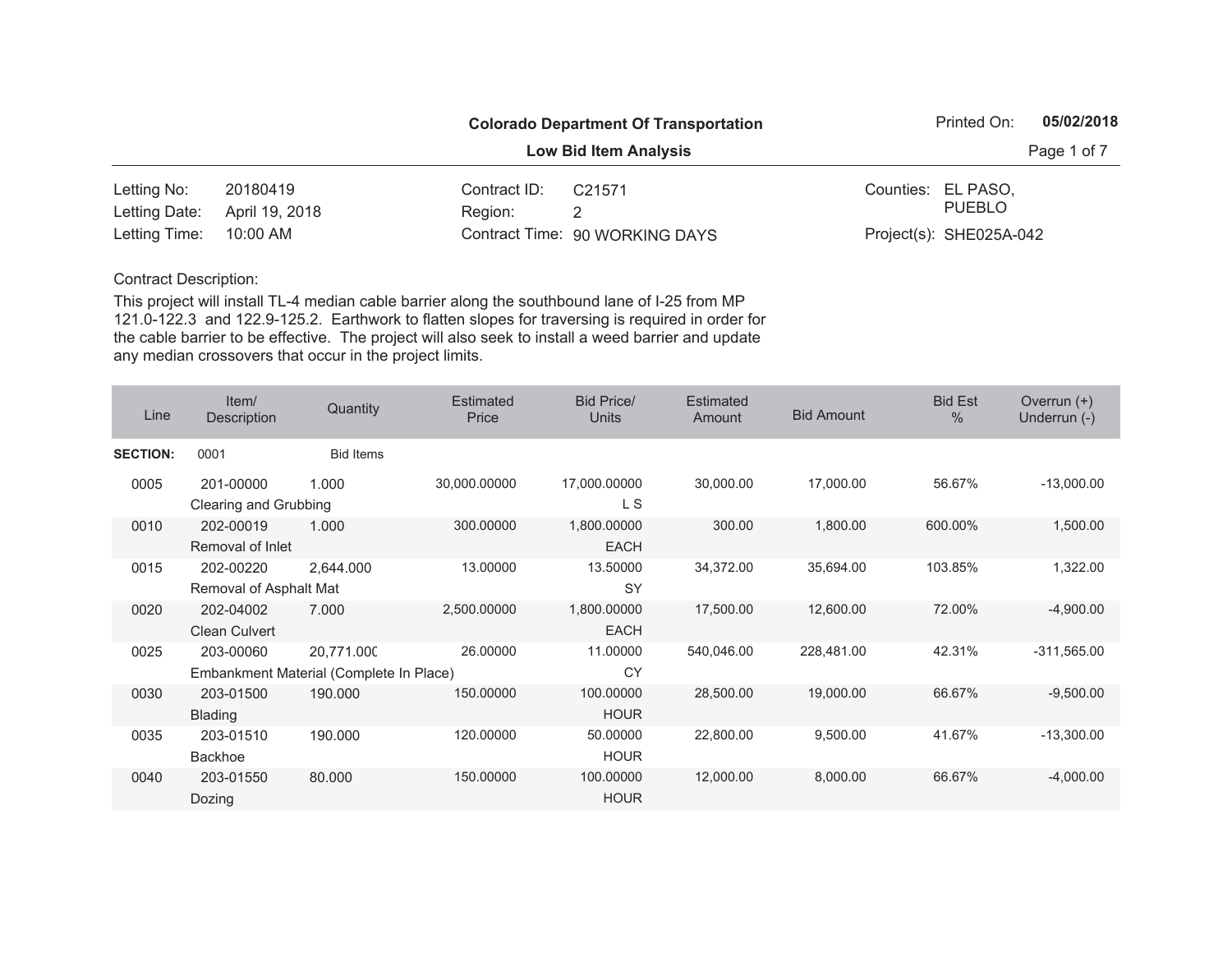**Colorado Department Of Transportation**

**Low Bid Item Analysis**

Printed On: **05/02/2018**

| | | | | | |
|---|---|---|---|---|---|
| Letting No: | 20180419 | Contract ID: | C21571 | Counties: | EL PASO, PUEBLO |
| Letting Date: | April 19, 2018 | Region: | 2 | | |
| Letting Time: | 10:00 AM | Contract Time: | 90 WORKING DAYS | Project(s): | SHE025A-042 |

Contract Description:

This project will install TL-4 median cable barrier along the southbound lane of I-25 from MP 121.0-122.3 and 122.9-125.2. Earthwork to flatten slopes for traversing is required in order for the cable barrier to be effective. The project will also seek to install a weed barrier and update any median crossovers that occur in the project limits.

| Line | Item/ Description | Quantity | Estimated Price | Bid Price/ Units | Estimated Amount | Bid Amount | Bid Est % | Overrun (+) Underrun (-) |
|---|---|---|---|---|---|---|---|---|
| **SECTION:** | 0001 | Bid Items | | | | | | |
| 0005 | 201-00000 Clearing and Grubbing | 1.000 | 30,000.00000 | 17,000.00000 L S | 30,000.00 | 17,000.00 | 56.67% | -13,000.00 |
| 0010 | 202-00019 Removal of Inlet | 1.000 | 300.00000 | 1,800.00000 EACH | 300.00 | 1,800.00 | 600.00% | 1,500.00 |
| 0015 | 202-00220 Removal of Asphalt Mat | 2,644.000 | 13.00000 | 13.50000 SY | 34,372.00 | 35,694.00 | 103.85% | 1,322.00 |
| 0020 | 202-04002 Clean Culvert | 7.000 | 2,500.00000 | 1,800.00000 EACH | 17,500.00 | 12,600.00 | 72.00% | -4,900.00 |
| 0025 | 203-00060 Embankment Material (Complete In Place) | 20,771.000 | 26.00000 | 11.00000 CY | 540,046.00 | 228,481.00 | 42.31% | -311,565.00 |
| 0030 | 203-01500 Blading | 190.000 | 150.00000 | 100.00000 HOUR | 28,500.00 | 19,000.00 | 66.67% | -9,500.00 |
| 0035 | 203-01510 Backhoe | 190.000 | 120.00000 | 50.00000 HOUR | 22,800.00 | 9,500.00 | 41.67% | -13,300.00 |
| 0040 | 203-01550 Dozing | 80.000 | 150.00000 | 100.00000 HOUR | 12,000.00 | 8,000.00 | 66.67% | -4,000.00 |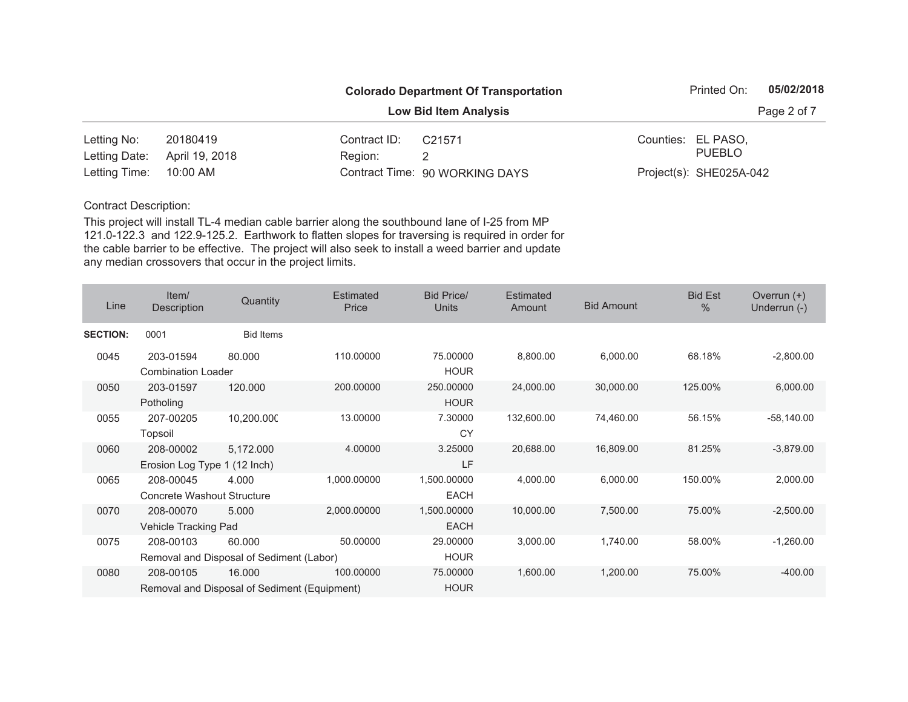**Colorado Department Of Transportation**

**Low Bid Item Analysis**

Printed On: **05/02/2018**

| | | | | | |
|---|---|---|---|---|---|
| Letting No: | 20180419 | Contract ID: | C21571 | Counties: | EL PASO, PUEBLO |
| Letting Date: | April 19, 2018 | Region: | 2 | | |
| Letting Time: | 10:00 AM | Contract Time: | 90 WORKING DAYS | Project(s): | SHE025A-042 |

Contract Description:

This project will install TL-4 median cable barrier along the southbound lane of I-25 from MP 121.0-122.3 and 122.9-125.2. Earthwork to flatten slopes for traversing is required in order for the cable barrier to be effective. The project will also seek to install a weed barrier and update any median crossovers that occur in the project limits.

| Line | Item/ Description | Quantity | Estimated Price | Bid Price/ Units | Estimated Amount | Bid Amount | Bid Est % | Overrun (+) Underrun (-) |
|---|---|---|---|---|---|---|---|---|
| **SECTION:** | 0001 | Bid Items | | | | | | |
| 0045 | 203-01594 Combination Loader | 80.000 | 110.00000 | 75.00000 HOUR | 8,800.00 | 6,000.00 | 68.18% | -2,800.00 |
| 0050 | 203-01597 Potholing | 120.000 | 200.00000 | 250.00000 HOUR | 24,000.00 | 30,000.00 | 125.00% | 6,000.00 |
| 0055 | 207-00205 Topsoil | 10,200.000 | 13.00000 | 7.30000 CY | 132,600.00 | 74,460.00 | 56.15% | -58,140.00 |
| 0060 | 208-00002 Erosion Log Type 1 (12 Inch) | 5,172.000 | 4.00000 | 3.25000 LF | 20,688.00 | 16,809.00 | 81.25% | -3,879.00 |
| 0065 | 208-00045 Concrete Washout Structure | 4.000 | 1,000.00000 | 1,500.00000 EACH | 4,000.00 | 6,000.00 | 150.00% | 2,000.00 |
| 0070 | 208-00070 Vehicle Tracking Pad | 5.000 | 2,000.00000 | 1,500.00000 EACH | 10,000.00 | 7,500.00 | 75.00% | -2,500.00 |
| 0075 | 208-00103 Removal and Disposal of Sediment (Labor) | 60.000 | 50.00000 | 29.00000 HOUR | 3,000.00 | 1,740.00 | 58.00% | -1,260.00 |
| 0080 | 208-00105 Removal and Disposal of Sediment (Equipment) | 16.000 | 100.00000 | 75.00000 HOUR | 1,600.00 | 1,200.00 | 75.00% | -400.00 |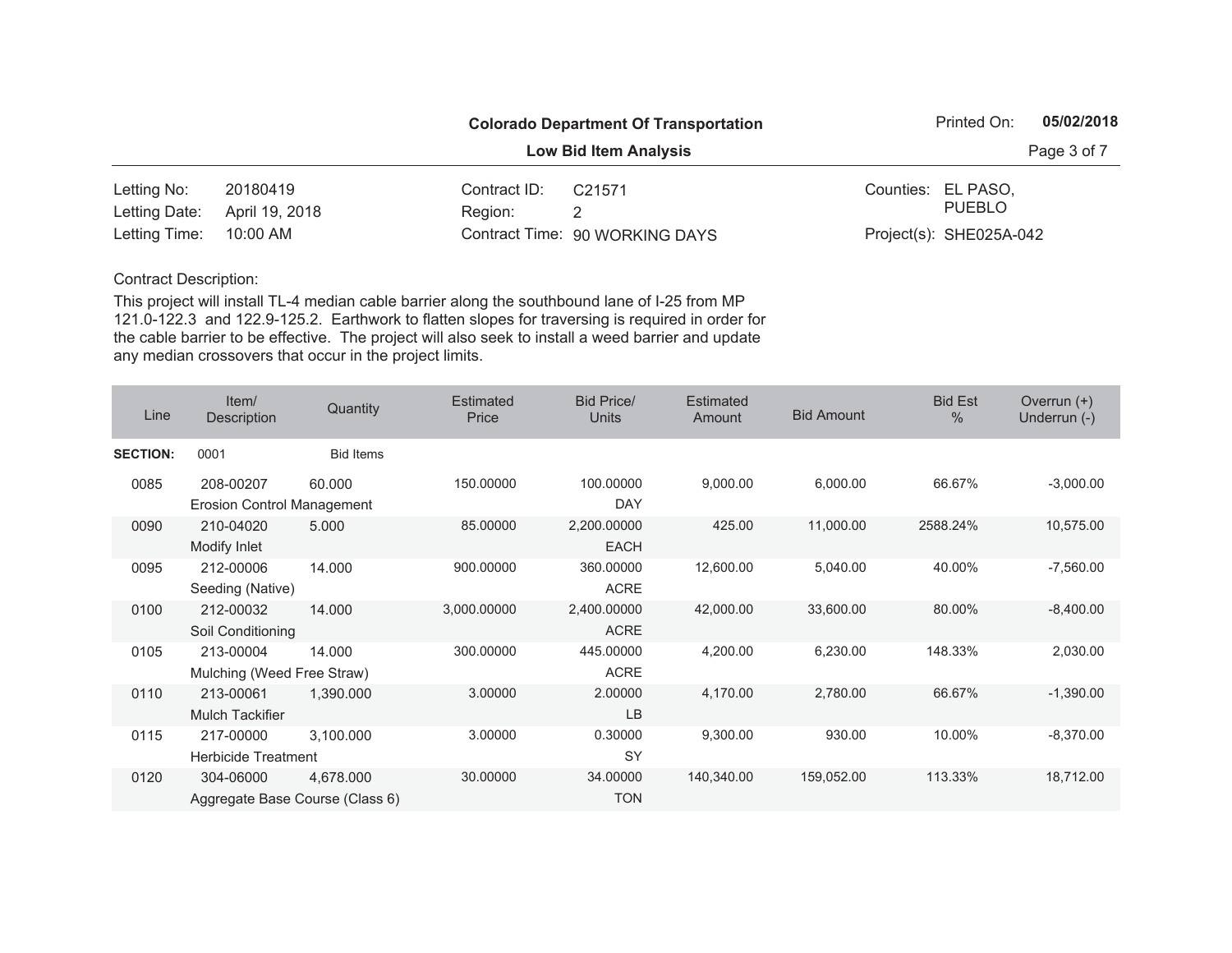**Colorado Department Of Transportation**

**Low Bid Item Analysis**

Printed On: **05/02/2018**

| | | | | | |
|---|---|---|---|---|---|
| Letting No: | 20180419 | Contract ID: | C21571 | Counties: | EL PASO, PUEBLO |
| Letting Date: | April 19, 2018 | Region: | 2 | | |
| Letting Time: | 10:00 AM | Contract Time: | 90 WORKING DAYS | Project(s): | SHE025A-042 |

Contract Description:

This project will install TL-4 median cable barrier along the southbound lane of I-25 from MP 121.0-122.3 and 122.9-125.2. Earthwork to flatten slopes for traversing is required in order for the cable barrier to be effective. The project will also seek to install a weed barrier and update any median crossovers that occur in the project limits.

| Line | Item/ Description | Quantity | Estimated Price | Bid Price/ Units | Estimated Amount | Bid Amount | Bid Est % | Overrun (+) Underrun (-) |
|---|---|---|---|---|---|---|---|---|
| **SECTION:** | 0001 | Bid Items | | | | | | |
| 0085 | 208-00207 Erosion Control Management | 60.000 | 150.00000 | 100.00000 DAY | 9,000.00 | 6,000.00 | 66.67% | -3,000.00 |
| 0090 | 210-04020 Modify Inlet | 5.000 | 85.00000 | 2,200.00000 EACH | 425.00 | 11,000.00 | 2588.24% | 10,575.00 |
| 0095 | 212-00006 Seeding (Native) | 14.000 | 900.00000 | 360.00000 ACRE | 12,600.00 | 5,040.00 | 40.00% | -7,560.00 |
| 0100 | 212-00032 Soil Conditioning | 14.000 | 3,000.00000 | 2,400.00000 ACRE | 42,000.00 | 33,600.00 | 80.00% | -8,400.00 |
| 0105 | 213-00004 Mulching (Weed Free Straw) | 14.000 | 300.00000 | 445.00000 ACRE | 4,200.00 | 6,230.00 | 148.33% | 2,030.00 |
| 0110 | 213-00061 Mulch Tackifier | 1,390.000 | 3.00000 | 2.00000 LB | 4,170.00 | 2,780.00 | 66.67% | -1,390.00 |
| 0115 | 217-00000 Herbicide Treatment | 3,100.000 | 3.00000 | 0.30000 SY | 9,300.00 | 930.00 | 10.00% | -8,370.00 |
| 0120 | 304-06000 Aggregate Base Course (Class 6) | 4,678.000 | 30.00000 | 34.00000 TON | 140,340.00 | 159,052.00 | 113.33% | 18,712.00 |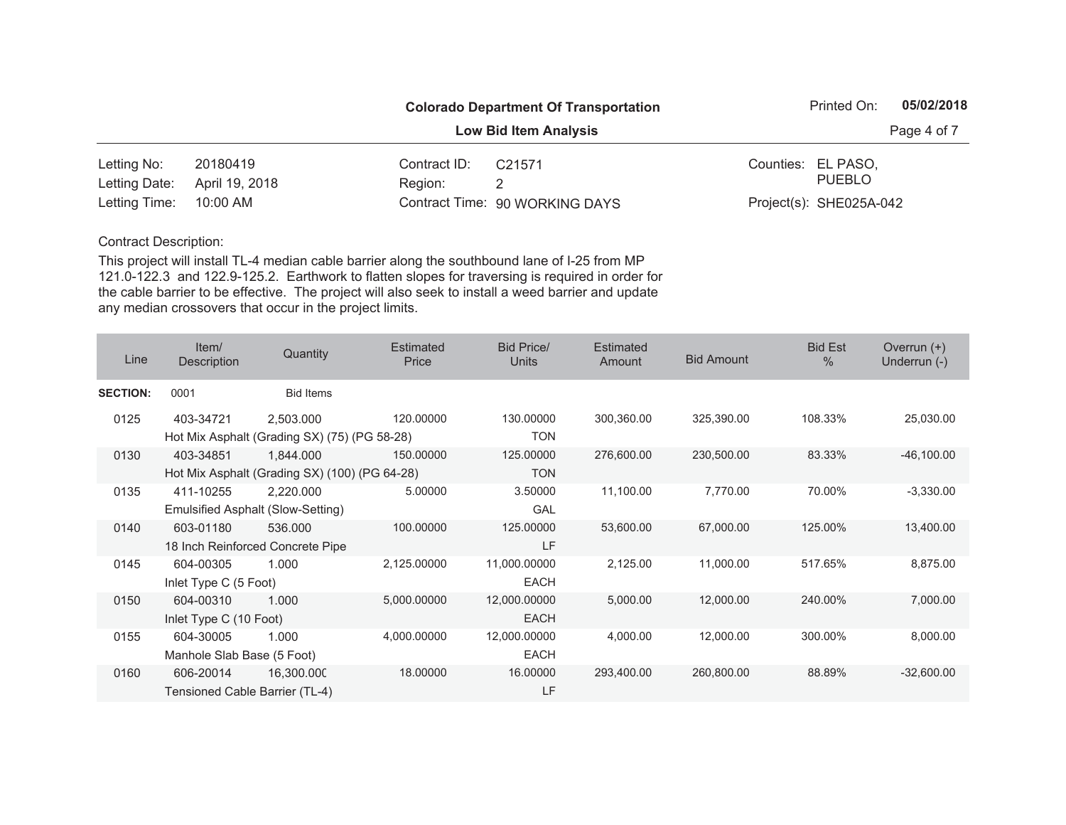**Colorado Department Of Transportation**

**Low Bid Item Analysis**

Printed On: **05/02/2018**

| | | | | | |
|---|---|---|---|---|---|
| Letting No: | 20180419 | Contract ID: | C21571 | Counties: | EL PASO, PUEBLO |
| Letting Date: | April 19, 2018 | Region: | 2 | | |
| Letting Time: | 10:00 AM | Contract Time: | 90 WORKING DAYS | Project(s): | SHE025A-042 |

Contract Description:

This project will install TL-4 median cable barrier along the southbound lane of I-25 from MP 121.0-122.3 and 122.9-125.2. Earthwork to flatten slopes for traversing is required in order for the cable barrier to be effective. The project will also seek to install a weed barrier and update any median crossovers that occur in the project limits.

| Line | Item/ Description | Quantity | Estimated Price | Bid Price/ Units | Estimated Amount | Bid Amount | Bid Est % | Overrun (+) Underrun (-) |
|---|---|---|---|---|---|---|---|---|
| **SECTION:** | 0001 | Bid Items | | | | | | |
| 0125 | 403-34721 Hot Mix Asphalt (Grading SX) (75) (PG 58-28) | 2,503.000 | 120.00000 | 130.00000 TON | 300,360.00 | 325,390.00 | 108.33% | 25,030.00 |
| 0130 | 403-34851 Hot Mix Asphalt (Grading SX) (100) (PG 64-28) | 1,844.000 | 150.00000 | 125.00000 TON | 276,600.00 | 230,500.00 | 83.33% | -46,100.00 |
| 0135 | 411-10255 Emulsified Asphalt (Slow-Setting) | 2,220.000 | 5.00000 | 3.50000 GAL | 11,100.00 | 7,770.00 | 70.00% | -3,330.00 |
| 0140 | 603-01180 18 Inch Reinforced Concrete Pipe | 536.000 | 100.00000 | 125.00000 LF | 53,600.00 | 67,000.00 | 125.00% | 13,400.00 |
| 0145 | 604-00305 Inlet Type C (5 Foot) | 1.000 | 2,125.00000 | 11,000.00000 EACH | 2,125.00 | 11,000.00 | 517.65% | 8,875.00 |
| 0150 | 604-00310 Inlet Type C (10 Foot) | 1.000 | 5,000.00000 | 12,000.00000 EACH | 5,000.00 | 12,000.00 | 240.00% | 7,000.00 |
| 0155 | 604-30005 Manhole Slab Base (5 Foot) | 1.000 | 4,000.00000 | 12,000.00000 EACH | 4,000.00 | 12,000.00 | 300.00% | 8,000.00 |
| 0160 | 606-20014 Tensioned Cable Barrier (TL-4) | 16,300.000 | 18.00000 | 16.00000 LF | 293,400.00 | 260,800.00 | 88.89% | -32,600.00 |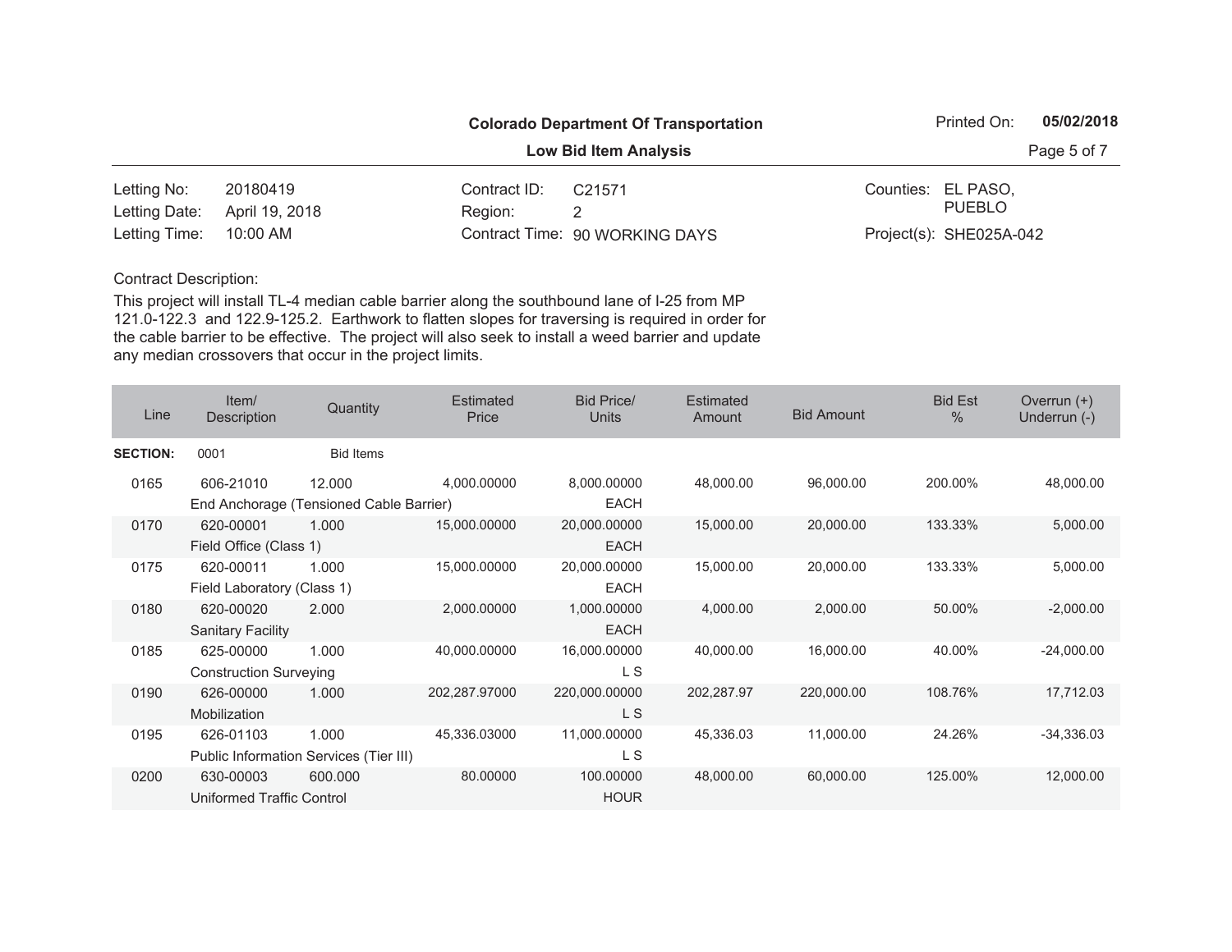**Colorado Department Of Transportation**

**Low Bid Item Analysis**

Printed On: **05/02/2018**

| | | | | | |
|---|---|---|---|---|---|
| Letting No: | 20180419 | Contract ID: | C21571 | Counties: | EL PASO, PUEBLO |
| Letting Date: | April 19, 2018 | Region: | 2 | | |
| Letting Time: | 10:00 AM | Contract Time: | 90 WORKING DAYS | Project(s): | SHE025A-042 |

Contract Description:

This project will install TL-4 median cable barrier along the southbound lane of I-25 from MP 121.0-122.3 and 122.9-125.2. Earthwork to flatten slopes for traversing is required in order for the cable barrier to be effective. The project will also seek to install a weed barrier and update any median crossovers that occur in the project limits.

| Line | Item/ Description | Quantity | Estimated Price | Bid Price/ Units | Estimated Amount | Bid Amount | Bid Est % | Overrun (+) Underrun (-) |
|---|---|---|---|---|---|---|---|---|
| **SECTION:** | 0001 | Bid Items | | | | | | |
| 0165 | 606-21010 End Anchorage (Tensioned Cable Barrier) | 12.000 | 4,000.00000 | 8,000.00000 EACH | 48,000.00 | 96,000.00 | 200.00% | 48,000.00 |
| 0170 | 620-00001 Field Office (Class 1) | 1.000 | 15,000.00000 | 20,000.00000 EACH | 15,000.00 | 20,000.00 | 133.33% | 5,000.00 |
| 0175 | 620-00011 Field Laboratory (Class 1) | 1.000 | 15,000.00000 | 20,000.00000 EACH | 15,000.00 | 20,000.00 | 133.33% | 5,000.00 |
| 0180 | 620-00020 Sanitary Facility | 2.000 | 2,000.00000 | 1,000.00000 EACH | 4,000.00 | 2,000.00 | 50.00% | -2,000.00 |
| 0185 | 625-00000 Construction Surveying | 1.000 | 40,000.00000 | 16,000.00000 L S | 40,000.00 | 16,000.00 | 40.00% | -24,000.00 |
| 0190 | 626-00000 Mobilization | 1.000 | 202,287.97000 | 220,000.00000 L S | 202,287.97 | 220,000.00 | 108.76% | 17,712.03 |
| 0195 | 626-01103 Public Information Services (Tier III) | 1.000 | 45,336.03000 | 11,000.00000 L S | 45,336.03 | 11,000.00 | 24.26% | -34,336.03 |
| 0200 | 630-00003 Uniformed Traffic Control | 600.000 | 80.00000 | 100.00000 HOUR | 48,000.00 | 60,000.00 | 125.00% | 12,000.00 |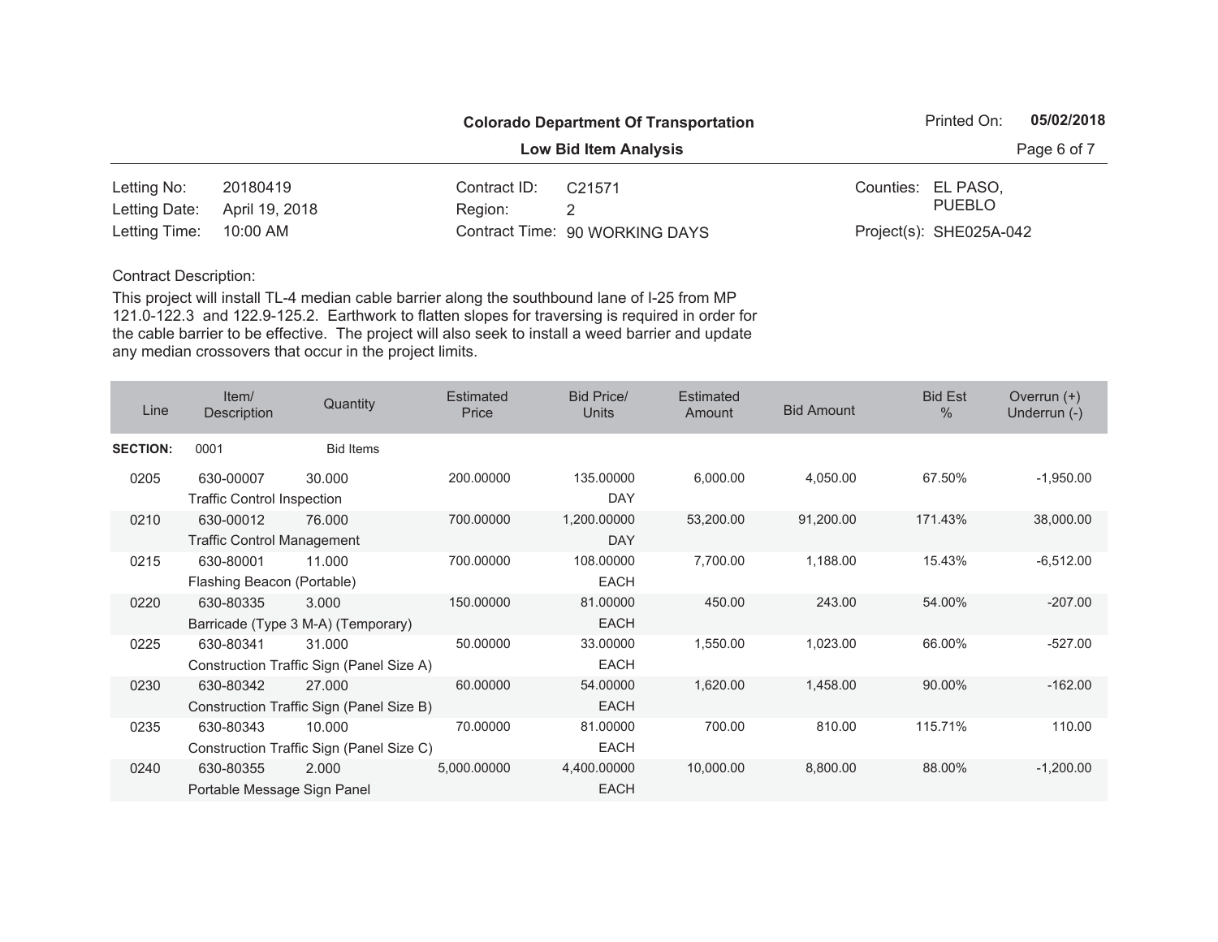**Colorado Department Of Transportation**

**Low Bid Item Analysis**

Printed On: **05/02/2018**

| | | | | | |
|---|---|---|---|---|---|
| Letting No: | 20180419 | Contract ID: | C21571 | Counties: | EL PASO, PUEBLO |
| Letting Date: | April 19, 2018 | Region: | 2 | | |
| Letting Time: | 10:00 AM | Contract Time: | 90 WORKING DAYS | Project(s): | SHE025A-042 |

Contract Description:

This project will install TL-4 median cable barrier along the southbound lane of I-25 from MP 121.0-122.3 and 122.9-125.2. Earthwork to flatten slopes for traversing is required in order for the cable barrier to be effective. The project will also seek to install a weed barrier and update any median crossovers that occur in the project limits.

| Line | Item/ Description | Quantity | Estimated Price | Bid Price/ Units | Estimated Amount | Bid Amount | Bid Est % | Overrun (+) Underrun (-) |
|---|---|---|---|---|---|---|---|---|
| **SECTION:** | 0001 | Bid Items | | | | | | |
| 0205 | 630-00007 Traffic Control Inspection | 30.000 | 200.00000 | 135.00000 DAY | 6,000.00 | 4,050.00 | 67.50% | -1,950.00 |
| 0210 | 630-00012 Traffic Control Management | 76.000 | 700.00000 | 1,200.00000 DAY | 53,200.00 | 91,200.00 | 171.43% | 38,000.00 |
| 0215 | 630-80001 Flashing Beacon (Portable) | 11.000 | 700.00000 | 108.00000 EACH | 7,700.00 | 1,188.00 | 15.43% | -6,512.00 |
| 0220 | 630-80335 Barricade (Type 3 M-A) (Temporary) | 3.000 | 150.00000 | 81.00000 EACH | 450.00 | 243.00 | 54.00% | -207.00 |
| 0225 | 630-80341 Construction Traffic Sign (Panel Size A) | 31.000 | 50.00000 | 33.00000 EACH | 1,550.00 | 1,023.00 | 66.00% | -527.00 |
| 0230 | 630-80342 Construction Traffic Sign (Panel Size B) | 27.000 | 60.00000 | 54.00000 EACH | 1,620.00 | 1,458.00 | 90.00% | -162.00 |
| 0235 | 630-80343 Construction Traffic Sign (Panel Size C) | 10.000 | 70.00000 | 81.00000 EACH | 700.00 | 810.00 | 115.71% | 110.00 |
| 0240 | 630-80355 Portable Message Sign Panel | 2.000 | 5,000.00000 | 4,400.00000 EACH | 10,000.00 | 8,800.00 | 88.00% | -1,200.00 |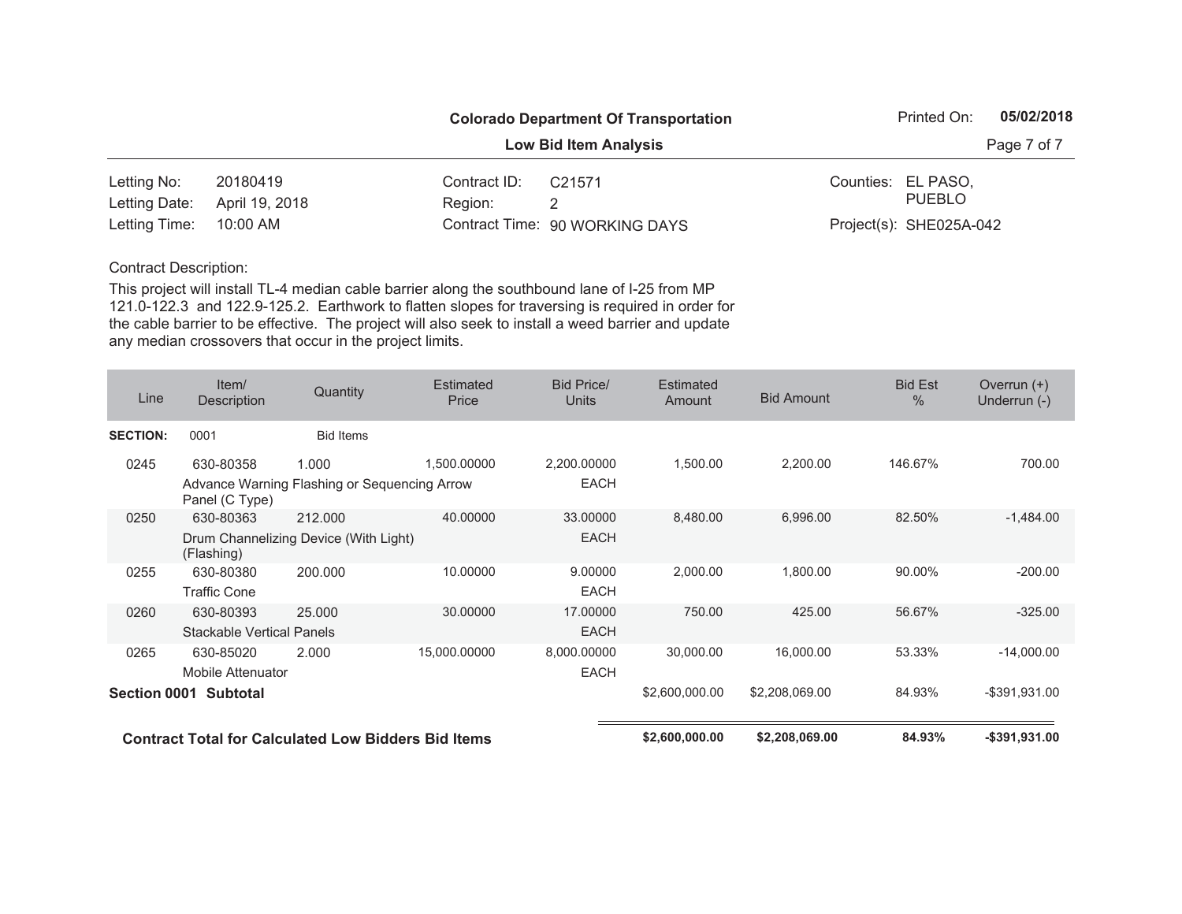**Colorado Department Of Transportation**

**Low Bid Item Analysis**

Printed On: **05/02/2018**

| | | | | | |
|---|---|---|---|---|---|
| Letting No: | 20180419 | Contract ID: | C21571 | Counties: | EL PASO, PUEBLO |
| Letting Date: | April 19, 2018 | Region: | 2 | | |
| Letting Time: | 10:00 AM | Contract Time: | 90 WORKING DAYS | Project(s): | SHE025A-042 |

Contract Description:

This project will install TL-4 median cable barrier along the southbound lane of I-25 from MP 121.0-122.3 and 122.9-125.2. Earthwork to flatten slopes for traversing is required in order for the cable barrier to be effective. The project will also seek to install a weed barrier and update any median crossovers that occur in the project limits.

| Line | Item/ Description | Quantity | Estimated Price | Bid Price/ Units | Estimated Amount | Bid Amount | Bid Est % | Overrun (+) Underrun (-) |
|---|---|---|---|---|---|---|---|---|
| **SECTION:** | 0001 | Bid Items | | | | | | |
| 0245 | 630-80358 Advance Warning Flashing or Sequencing Arrow Panel (C Type) | 1.000 | 1,500.00000 | 2,200.00000 EACH | 1,500.00 | 2,200.00 | 146.67% | 700.00 |
| 0250 | 630-80363 Drum Channelizing Device (With Light) (Flashing) | 212.000 | 40.00000 | 33.00000 EACH | 8,480.00 | 6,996.00 | 82.50% | -1,484.00 |
| 0255 | 630-80380 Traffic Cone | 200.000 | 10.00000 | 9.00000 EACH | 2,000.00 | 1,800.00 | 90.00% | -200.00 |
| 0260 | 630-80393 Stackable Vertical Panels | 25.000 | 30.00000 | 17.00000 EACH | 750.00 | 425.00 | 56.67% | -325.00 |
| 0265 | 630-85020 Mobile Attenuator | 2.000 | 15,000.00000 | 8,000.00000 EACH | 30,000.00 | 16,000.00 | 53.33% | -14,000.00 |
| **Section 0001 Subtotal** | | | | | $2,600,000.00 | $2,208,069.00 | 84.93% | -$391,931.00 |
| **Contract Total for Calculated Low Bidders Bid Items** | | | | | **$2,600,000.00** | **$2,208,069.00** | **84.93%** | **-$391,931.00** |